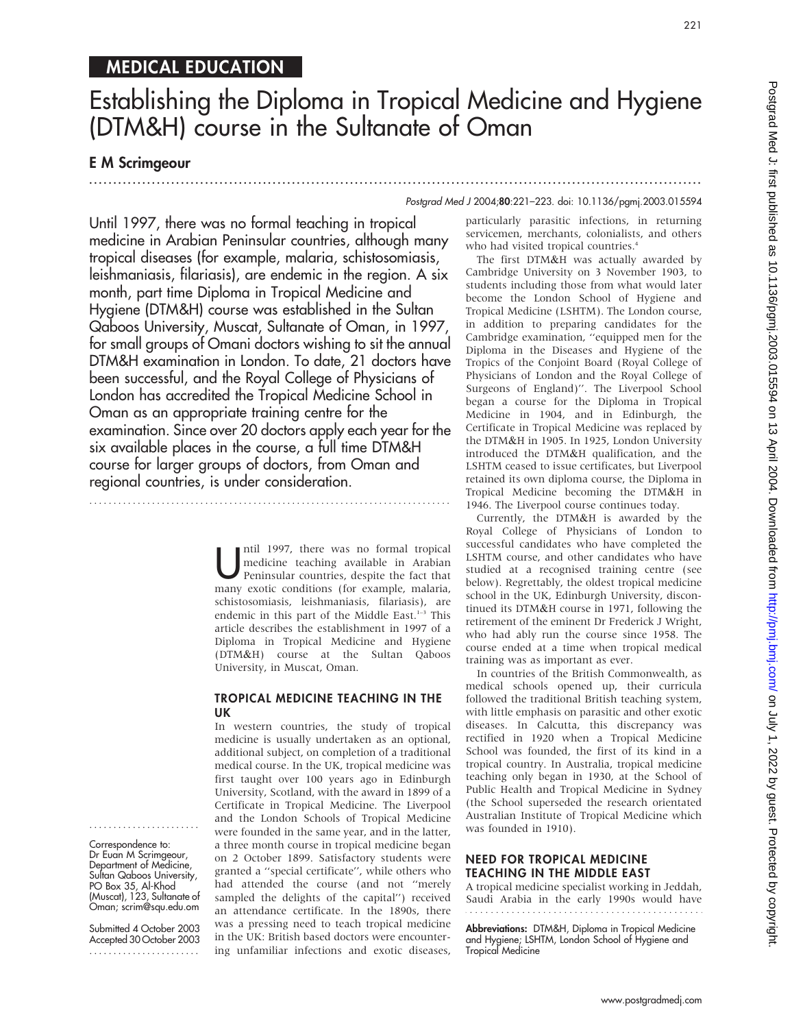## MEDICAL EDUCATION

# Establishing the Diploma in Tropical Medicine and Hygiene (DTM&H) course in the Sultanate of Oman

### E M Scrimgeour

*Postgrad Med J* 2004;**80**:221–223. doi: 10.1136/pgmj.2003.015594

Until 1997, there was no formal teaching in tropical medicine in Arabian Peninsular countries, although many tropical diseases (for example, malaria, schistosomiasis, leishmaniasis, filariasis), are endemic in the region. A six month, part time Diploma in Tropical Medicine and Hygiene (DTM&H) course was established in the Sultan Qaboos University, Muscat, Sultanate of Oman, in 1997, for small groups of Omani doctors wishing to sit the annual DTM&H examination in London. To date, 21 doctors have been successful, and the Royal College of Physicians of London has accredited the Tropical Medicine School in Oman as an appropriate training centre for the examination. Since over 20 doctors apply each year for the six available places in the course, a full time DTM&H course for larger groups of doctors, from Oman and regional countries, is under consideration.

Until 1997, there was no formal tropical medicine teaching available in Arabian Peninsular countries, despite the fact that many exotic conditions (for example, malaria, schistosomiasis, leishmaniasis, filariasis), are endemic in this part of the Middle East.[1–3] This article describes the establishment in 1997 of a Diploma in Tropical Medicine and Hygiene (DTM&H) course at the Sultan Qaboos University, in Muscat, Oman.

## TROPICAL MEDICINE TEACHING IN THE UK

In western countries, the study of tropical medicine is usually undertaken as an optional, additional subject, on completion of a traditional medical course. In the UK, tropical medicine was first taught over 100 years ago in Edinburgh University, Scotland, with the award in 1899 of a Certificate in Tropical Medicine. The Liverpool and the London Schools of Tropical Medicine were founded in the same year, and in the latter, a three month course in tropical medicine began on 2 October 1899. Satisfactory students were granted a "special certificate", while others who had attended the course (and not "merely sampled the delights of the capital") received an attendance certificate. In the 1890s, there was a pressing need to teach tropical medicine in the UK: British based doctors were encountering unfamiliar infections and exotic diseases, particularly parasitic infections, in returning servicemen, merchants, colonialists, and others who had visited tropical countries.[4]

The first DTM&H was actually awarded by Cambridge University on 3 November 1903, to students including those from what would later become the London School of Hygiene and Tropical Medicine (LSHTM). The London course, in addition to preparing candidates for the Cambridge examination, "equipped men for the Diploma in the Diseases and Hygiene of the Tropics of the Conjoint Board (Royal College of Physicians of London and the Royal College of Surgeons of England)". The Liverpool School began a course for the Diploma in Tropical Medicine in 1904, and in Edinburgh, the Certificate in Tropical Medicine was replaced by the DTM&H in 1905. In 1925, London University introduced the DTM&H qualification, and the LSHTM ceased to issue certificates, but Liverpool retained its own diploma course, the Diploma in Tropical Medicine becoming the DTM&H in 1946. The Liverpool course continues today.

Currently, the DTM&H is awarded by the Royal College of Physicians of London to successful candidates who have completed the LSHTM course, and other candidates who have studied at a recognised training centre (see below). Regrettably, the oldest tropical medicine school in the UK, Edinburgh University, discontinued its DTM&H course in 1971, following the retirement of the eminent Dr Frederick J Wright, who had ably run the course since 1958. The course ended at a time when tropical medical training was as important as ever.

In countries of the British Commonwealth, as medical schools opened up, their curricula followed the traditional British teaching system, with little emphasis on parasitic and other exotic diseases. In Calcutta, this discrepancy was rectified in 1920 when a Tropical Medicine School was founded, the first of its kind in a tropical country. In Australia, tropical medicine teaching only began in 1930, at the School of Public Health and Tropical Medicine in Sydney (the School superseded the research orientated Australian Institute of Tropical Medicine which was founded in 1910).

## NEED FOR TROPICAL MEDICINE TEACHING IN THE MIDDLE EAST

A tropical medicine specialist working in Jeddah, Saudi Arabia in the early 1990s would have

---

Correspondence to: Dr Euan M Scrimgeour, Department of Medicine, Sultan Qaboos University, PO Box 35, Al-Khod (Muscat), 123, Sultanate of Oman; scrim@squ.edu.om

Submitted 4 October 2003
Accepted 30 October 2003

**Abbreviations:** DTM&H, Diploma in Tropical Medicine and Hygiene; LSHTM, London School of Hygiene and Tropical Medicine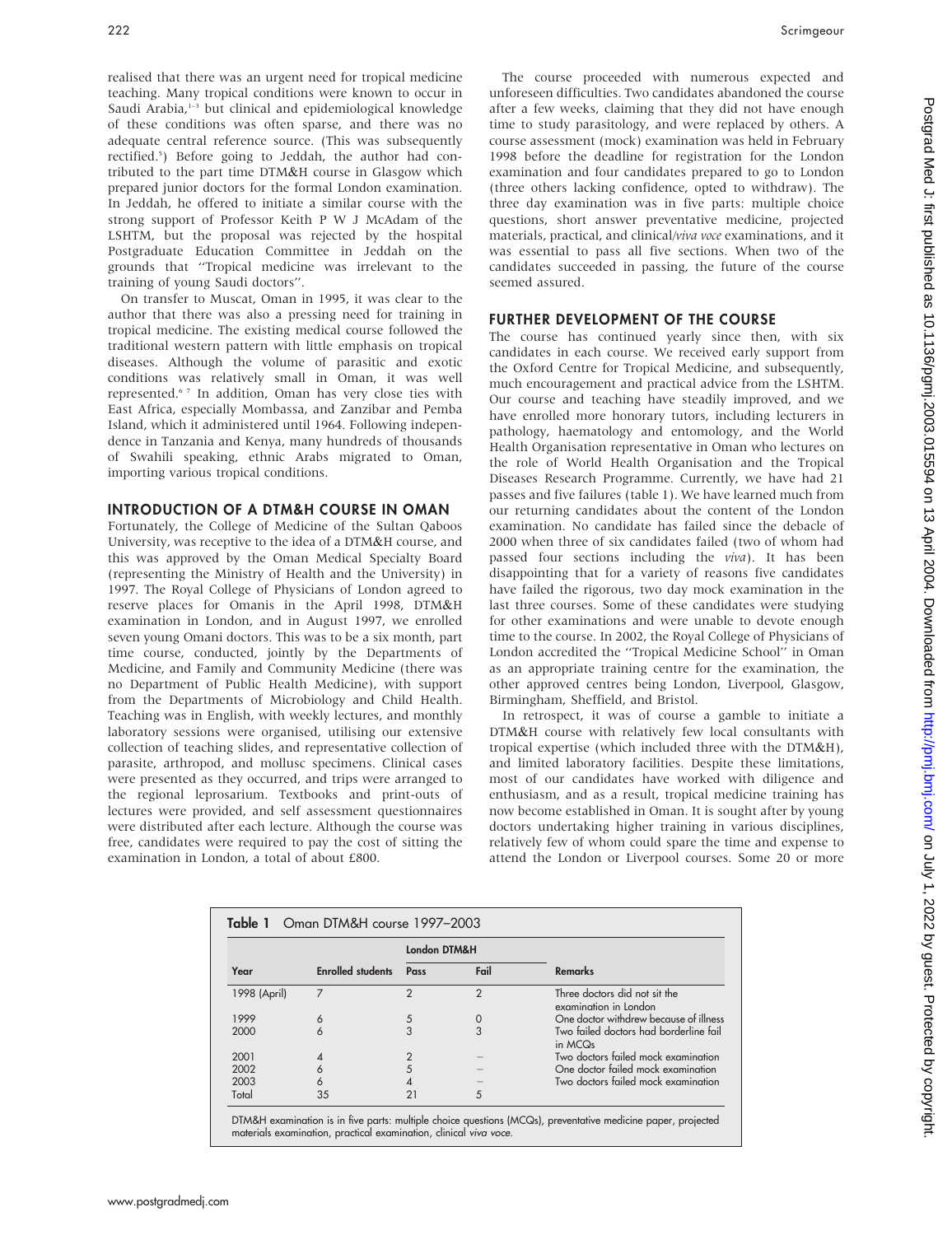realised that there was an urgent need for tropical medicine teaching. Many tropical conditions were known to occur in Saudi Arabia,[1–3] but clinical and epidemiological knowledge of these conditions was often sparse, and there was no adequate central reference source. (This was subsequently rectified.[5]) Before going to Jeddah, the author had contributed to the part time DTM&H course in Glasgow which prepared junior doctors for the formal London examination. In Jeddah, he offered to initiate a similar course with the strong support of Professor Keith P W J McAdam of the LSHTM, but the proposal was rejected by the hospital Postgraduate Education Committee in Jeddah on the grounds that ''Tropical medicine was irrelevant to the training of young Saudi doctors''.

On transfer to Muscat, Oman in 1995, it was clear to the author that there was also a pressing need for training in tropical medicine. The existing medical course followed the traditional western pattern with little emphasis on tropical diseases. Although the volume of parasitic and exotic conditions was relatively small in Oman, it was well represented.[6 7] In addition, Oman has very close ties with East Africa, especially Mombassa, and Zanzibar and Pemba Island, which it administered until 1964. Following independence in Tanzania and Kenya, many hundreds of thousands of Swahili speaking, ethnic Arabs migrated to Oman, importing various tropical conditions.

## INTRODUCTION OF A DTM&H COURSE IN OMAN

Fortunately, the College of Medicine of the Sultan Qaboos University, was receptive to the idea of a DTM&H course, and this was approved by the Oman Medical Specialty Board (representing the Ministry of Health and the University) in 1997. The Royal College of Physicians of London agreed to reserve places for Omanis in the April 1998, DTM&H examination in London, and in August 1997, we enrolled seven young Omani doctors. This was to be a six month, part time course, conducted, jointly by the Departments of Medicine, and Family and Community Medicine (there was no Department of Public Health Medicine), with support from the Departments of Microbiology and Child Health. Teaching was in English, with weekly lectures, and monthly laboratory sessions were organised, utilising our extensive collection of teaching slides, and representative collection of parasite, arthropod, and mollusc specimens. Clinical cases were presented as they occurred, and trips were arranged to the regional leprosarium. Textbooks and print-outs of lectures were provided, and self assessment questionnaires were distributed after each lecture. Although the course was free, candidates were required to pay the cost of sitting the examination in London, a total of about £800.

The course proceeded with numerous expected and unforeseen difficulties. Two candidates abandoned the course after a few weeks, claiming that they did not have enough time to study parasitology, and were replaced by others. A course assessment (mock) examination was held in February 1998 before the deadline for registration for the London examination and four candidates prepared to go to London (three others lacking confidence, opted to withdraw). The three day examination was in five parts: multiple choice questions, short answer preventative medicine, projected materials, practical, and clinical/*viva voce* examinations, and it was essential to pass all five sections. When two of the candidates succeeded in passing, the future of the course seemed assured.

## FURTHER DEVELOPMENT OF THE COURSE

The course has continued yearly since then, with six candidates in each course. We received early support from the Oxford Centre for Tropical Medicine, and subsequently, much encouragement and practical advice from the LSHTM. Our course and teaching have steadily improved, and we have enrolled more honorary tutors, including lecturers in pathology, haematology and entomology, and the World Health Organisation representative in Oman who lectures on the role of World Health Organisation and the Tropical Diseases Research Programme. Currently, we have had 21 passes and five failures (table 1). We have learned much from our returning candidates about the content of the London examination. No candidate has failed since the debacle of 2000 when three of six candidates failed (two of whom had passed four sections including the *viva*). It has been disappointing that for a variety of reasons five candidates have failed the rigorous, two day mock examination in the last three courses. Some of these candidates were studying for other examinations and were unable to devote enough time to the course. In 2002, the Royal College of Physicians of London accredited the ''Tropical Medicine School'' in Oman as an appropriate training centre for the examination, the other approved centres being London, Liverpool, Glasgow, Birmingham, Sheffield, and Bristol.

In retrospect, it was of course a gamble to initiate a DTM&H course with relatively few local consultants with tropical expertise (which included three with the DTM&H), and limited laboratory facilities. Despite these limitations, most of our candidates have worked with diligence and enthusiasm, and as a result, tropical medicine training has now become established in Oman. It is sought after by young doctors undertaking higher training in various disciplines, relatively few of whom could spare the time and expense to attend the London or Liverpool courses. Some 20 or more

**Table 1** Oman DTM&H course 1997–2003

| Year | Enrolled students | London DTM&H | | Remarks |
|---|---|---|---|---|
| | | Pass | Fail | |
| 1998 (April) | 7 | 2 | 2 | Three doctors did not sit the examination in London |
| 1999 | 6 | 5 | 0 | One doctor withdrew because of illness |
| 2000 | 6 | 3 | 3 | Two failed doctors had borderline fail in MCQs |
| 2001 | 4 | 2 | – | Two doctors failed mock examination |
| 2002 | 6 | 5 | – | One doctor failed mock examination |
| 2003 | 6 | 4 | – | Two doctors failed mock examination |
| Total | 35 | 21 | 5 | |

DTM&H examination is in five parts: multiple choice questions (MCQs), preventative medicine paper, projected materials examination, practical examination, clinical *viva voce*.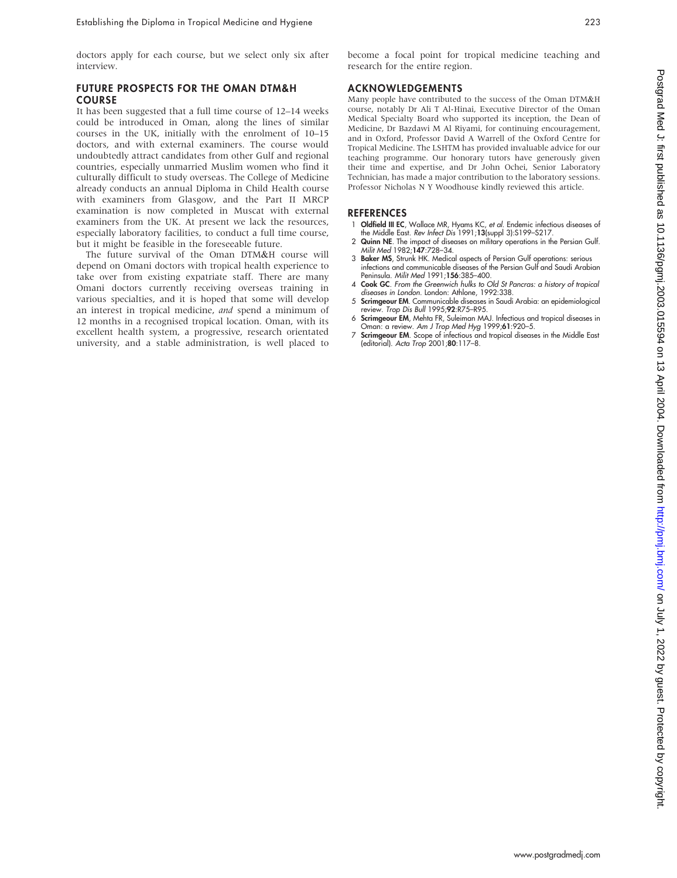doctors apply for each course, but we select only six after interview.

## FUTURE PROSPECTS FOR THE OMAN DTM&H COURSE

It has been suggested that a full time course of 12–14 weeks could be introduced in Oman, along the lines of similar courses in the UK, initially with the enrolment of 10–15 doctors, and with external examiners. The course would undoubtedly attract candidates from other Gulf and regional countries, especially unmarried Muslim women who find it culturally difficult to study overseas. The College of Medicine already conducts an annual Diploma in Child Health course with examiners from Glasgow, and the Part II MRCP examination is now completed in Muscat with external examiners from the UK. At present we lack the resources, especially laboratory facilities, to conduct a full time course, but it might be feasible in the foreseeable future.

The future survival of the Oman DTM&H course will depend on Omani doctors with tropical health experience to take over from existing expatriate staff. There are many Omani doctors currently receiving overseas training in various specialties, and it is hoped that some will develop an interest in tropical medicine, *and* spend a minimum of 12 months in a recognised tropical location. Oman, with its excellent health system, a progressive, research orientated university, and a stable administration, is well placed to become a focal point for tropical medicine teaching and research for the entire region.

## ACKNOWLEDGEMENTS

Many people have contributed to the success of the Oman DTM&H course, notably Dr Ali T Al-Hinai, Executive Director of the Oman Medical Specialty Board who supported its inception, the Dean of Medicine, Dr Bazdawi M Al Riyami, for continuing encouragement, and in Oxford, Professor David A Warrell of the Oxford Centre for Tropical Medicine. The LSHTM has provided invaluable advice for our teaching programme. Our honorary tutors have generously given their time and expertise, and Dr John Ochei, Senior Laboratory Technician, has made a major contribution to the laboratory sessions. Professor Nicholas N Y Woodhouse kindly reviewed this article.

## REFERENCES

1. **Oldfield III EC**, Wallace MR, Hyams KC, *et al*. Endemic infectious diseases of the Middle East. *Rev Infect Dis* 1991;**13**(suppl 3):S199–S217.
2. **Quinn NE**. The impact of diseases on military operations in the Persian Gulf. *Milit Med* 1982;**147**:728–34.
3. **Baker MS**, Strunk HK. Medical aspects of Persian Gulf operations: serious infections and communicable diseases of the Persian Gulf and Saudi Arabian Peninsula. *Milit Med* 1991;**156**:385–400.
4. **Cook GC**. *From the Greenwich hulks to Old St Pancras: a history of tropical diseases in London*. London: Athlone, 1992:338.
5. **Scrimgeour EM**. Communicable diseases in Saudi Arabia: an epidemiological review. *Trop Dis Bull* 1995;**92**:R75–R95.
6. **Scrimgeour EM**, Mehta FR, Suleiman MAJ. Infectious and tropical diseases in Oman: a review. *Am J Trop Med Hyg* 1999;**61**:920–5.
7. **Scrimgeour EM**. Scope of infectious and tropical diseases in the Middle East (editorial). *Acta Trop* 2001;**80**:117–8.